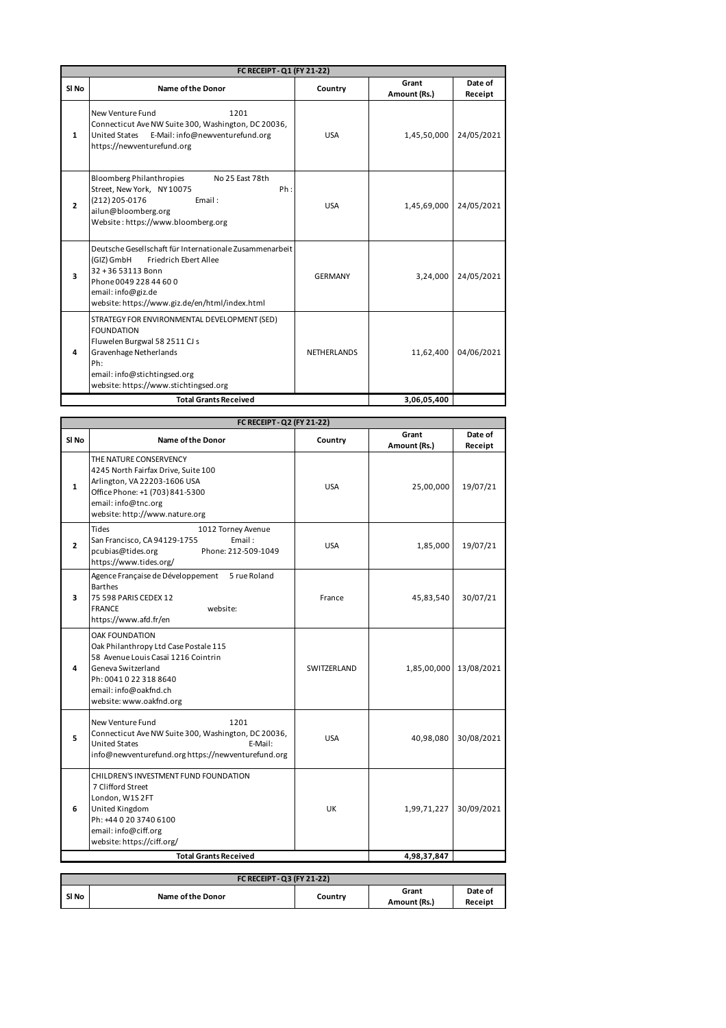| FC RECEIPT - Q1 (FY 21-22) | | | | |
|---|---|---|---|---|
| Sl No | Name of the Donor | Country | Grant Amount (Rs.) | Date of Receipt |
| 1 | New Venture Fund 1201 Connecticut Ave NW Suite 300, Washington, DC 20036, United States E-Mail: info@newventurefund.org https://newventurefund.org | USA | 1,45,50,000 | 24/05/2021 |
| 2 | Bloomberg Philanthropies No 25 East 78th Street, New York, NY 10075 Ph: (212) 205-0176 Email: ailun@bloomberg.org Website: https://www.bloomberg.org | USA | 1,45,69,000 | 24/05/2021 |
| 3 | Deutsche Gesellschaft für Internationale Zusammenarbeit (GIZ) GmbH Friedrich Ebert Allee 32 + 36 53113 Bonn Phone 0049 228 44 60 0 email: info@giz.de website: https://www.giz.de/en/html/index.html | GERMANY | 3,24,000 | 24/05/2021 |
| 4 | STRATEGY FOR ENVIRONMENTAL DEVELOPMENT (SED) FOUNDATION Fluwelen Burgwal 58 2511 CJ s Gravenhage Netherlands Ph: email: info@stichtingsed.org website: https://www.stichtingsed.org | NETHERLANDS | 11,62,400 | 04/06/2021 |
| | **Total Grants Received** | | **3,06,05,400** | |

| FC RECEIPT - Q2 (FY 21-22) | | | | |
|---|---|---|---|---|
| Sl No | Name of the Donor | Country | Grant Amount (Rs.) | Date of Receipt |
| 1 | THE NATURE CONSERVENCY 4245 North Fairfax Drive, Suite 100 Arlington, VA 22203-1606 USA Office Phone: +1 (703) 841-5300 email: info@tnc.org website: http://www.nature.org | USA | 25,00,000 | 19/07/21 |
| 2 | Tides 1012 Torney Avenue San Francisco, CA 94129-1755 Email: pcubias@tides.org Phone: 212-509-1049 https://www.tides.org/ | USA | 1,85,000 | 19/07/21 |
| 3 | Agence Française de Développement 5 rue Roland Barthes 75 598 PARIS CEDEX 12 FRANCE website: https://www.afd.fr/en | France | 45,83,540 | 30/07/21 |
| 4 | OAK FOUNDATION Oak Philanthropy Ltd Case Postale 115 58 Avenue Louis Casaï 1216 Cointrin Geneva Switzerland Ph: 0041 0 22 318 8640 email: info@oakfnd.ch website: www.oakfnd.org | SWITZERLAND | 1,85,00,000 | 13/08/2021 |
| 5 | New Venture Fund 1201 Connecticut Ave NW Suite 300, Washington, DC 20036, United States E-Mail: info@newventurefund.org https://newventurefund.org | USA | 40,98,080 | 30/08/2021 |
| 6 | CHILDREN'S INVESTMENT FUND FOUNDATION 7 Clifford Street London, W1S 2FT United Kingdom Ph: +44 0 20 3740 6100 email: info@ciff.org website: https://ciff.org/ | UK | 1,99,71,227 | 30/09/2021 |
| | **Total Grants Received** | | **4,98,37,847** | |

| FC RECEIPT - Q3 (FY 21-22) | | | | |
|---|---|---|---|---|
| Sl No | Name of the Donor | Country | Grant Amount (Rs.) | Date of Receipt |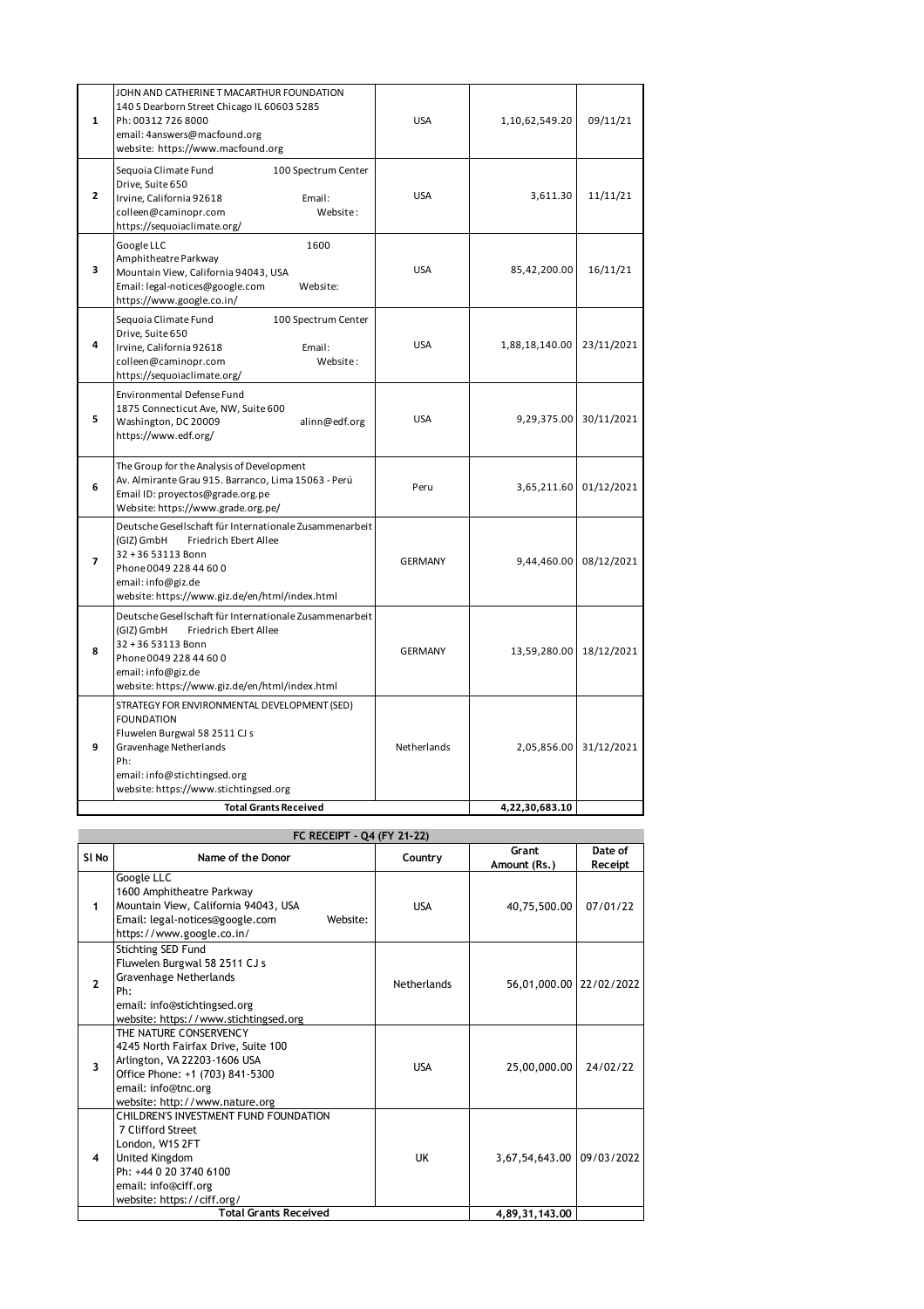| | | | | |
|---|---|---|---|---|
| 1 | JOHN AND CATHERINE T MACARTHUR FOUNDATION<br>140 S Dearborn Street Chicago IL 60603 5285<br>Ph: 00312 726 8000<br>email: 4answers@macfound.org<br>website: https://www.macfound.org | USA | 1,10,62,549.20 | 09/11/21 |
| 2 | Sequoia Climate Fund 100 Spectrum Center Drive, Suite 650<br>Irvine, California 92618 Email: colleen@caminopr.com Website: https://sequoiaclimate.org/ | USA | 3,611.30 | 11/11/21 |
| 3 | Google LLC 1600 Amphitheatre Parkway<br>Mountain View, California 94043, USA<br>Email: legal-notices@google.com Website: https://www.google.co.in/ | USA | 85,42,200.00 | 16/11/21 |
| 4 | Sequoia Climate Fund 100 Spectrum Center Drive, Suite 650<br>Irvine, California 92618 Email: colleen@caminopr.com Website: https://sequoiaclimate.org/ | USA | 1,88,18,140.00 | 23/11/2021 |
| 5 | Environmental Defense Fund<br>1875 Connecticut Ave, NW, Suite 600<br>Washington, DC 20009 alinn@edf.org<br>https://www.edf.org/ | USA | 9,29,375.00 | 30/11/2021 |
| 6 | The Group for the Analysis of Development<br>Av. Almirante Grau 915. Barranco, Lima 15063 - Perú<br>Email ID: proyectos@grade.org.pe<br>Website: https://www.grade.org.pe/ | Peru | 3,65,211.60 | 01/12/2021 |
| 7 | Deutsche Gesellschaft für Internationale Zusammenarbeit (GIZ) GmbH Friedrich Ebert Allee<br>32 + 36 53113 Bonn<br>Phone 0049 228 44 60 0<br>email: info@giz.de<br>website: https://www.giz.de/en/html/index.html | GERMANY | 9,44,460.00 | 08/12/2021 |
| 8 | Deutsche Gesellschaft für Internationale Zusammenarbeit (GIZ) GmbH Friedrich Ebert Allee<br>32 + 36 53113 Bonn<br>Phone 0049 228 44 60 0<br>email: info@giz.de<br>website: https://www.giz.de/en/html/index.html | GERMANY | 13,59,280.00 | 18/12/2021 |
| 9 | STRATEGY FOR ENVIRONMENTAL DEVELOPMENT (SED) FOUNDATION<br>Fluwelen Burgwal 58 2511 CJ s<br>Gravenhage Netherlands<br>Ph:<br>email: info@stichtingsed.org<br>website: https://www.stichtingsed.org | Netherlands | 2,05,856.00 | 31/12/2021 |
| | **Total Grants Received** | | **4,22,30,683.10** | |

**FC RECEIPT - Q4 (FY 21-22)**

| Sl No | Name of the Donor | Country | Grant Amount (Rs.) | Date of Receipt |
|---|---|---|---|---|
| 1 | Google LLC<br>1600 Amphitheatre Parkway<br>Mountain View, California 94043, USA<br>Email: legal-notices@google.com Website: https://www.google.co.in/ | USA | 40,75,500.00 | 07/01/22 |
| 2 | Stichting SED Fund<br>Fluwelen Burgwal 58 2511 CJ s<br>Gravenhage Netherlands<br>Ph:<br>email: info@stichtingsed.org<br>website: https://www.stichtingsed.org | Netherlands | 56,01,000.00 | 22/02/2022 |
| 3 | THE NATURE CONSERVENCY<br>4245 North Fairfax Drive, Suite 100<br>Arlington, VA 22203-1606 USA<br>Office Phone: +1 (703) 841-5300<br>email: info@tnc.org<br>website: http://www.nature.org | USA | 25,00,000.00 | 24/02/22 |
| 4 | CHILDREN'S INVESTMENT FUND FOUNDATION<br>7 Clifford Street<br>London, W1S 2FT<br>United Kingdom<br>Ph: +44 0 20 3740 6100<br>email: info@ciff.org<br>website: https://ciff.org/ | UK | 3,67,54,643.00 | 09/03/2022 |
| | **Total Grants Received** | | **4,89,31,143.00** | |